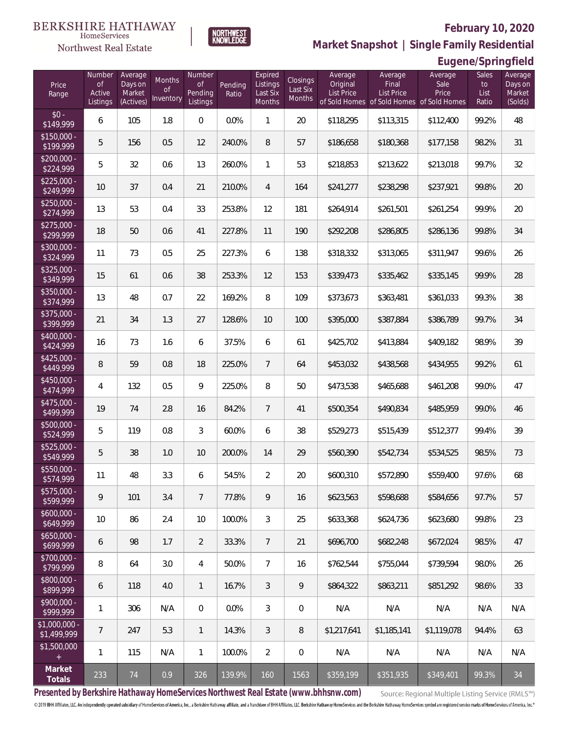BERKSHIRE HATHAWAY HomeServices Northwest Real Estate

NORTHWEST KNOWLEDGE

# February 10, 2020

## Market Snapshot | Single Family Residential

## Eugene/Springfield

| Price Range | Number of Active Listings | Average Days on Market (Actives) | Months of Inventory | Number of Pending Listings | Pending Ratio | Expired Listings Last Six Months | Closings Last Six Months | Average Original List Price of Sold Homes | Average Final List Price of Sold Homes | Average Sale Price of Sold Homes | Sales to List Ratio | Average Days on Market (Solds) |
|---|---|---|---|---|---|---|---|---|---|---|---|---|
| $0 - $149,999 | 6 | 105 | 1.8 | 0 | 0.0% | 1 | 20 | $118,295 | $113,315 | $112,400 | 99.2% | 48 |
| $150,000 - $199,999 | 5 | 156 | 0.5 | 12 | 240.0% | 8 | 57 | $186,658 | $180,368 | $177,158 | 98.2% | 31 |
| $200,000 - $224,999 | 5 | 32 | 0.6 | 13 | 260.0% | 1 | 53 | $218,853 | $213,622 | $213,018 | 99.7% | 32 |
| $225,000 - $249,999 | 10 | 37 | 0.4 | 21 | 210.0% | 4 | 164 | $241,277 | $238,298 | $237,921 | 99.8% | 20 |
| $250,000 - $274,999 | 13 | 53 | 0.4 | 33 | 253.8% | 12 | 181 | $264,914 | $261,501 | $261,254 | 99.9% | 20 |
| $275,000 - $299,999 | 18 | 50 | 0.6 | 41 | 227.8% | 11 | 190 | $292,208 | $286,805 | $286,136 | 99.8% | 34 |
| $300,000 - $324,999 | 11 | 73 | 0.5 | 25 | 227.3% | 6 | 138 | $318,332 | $313,065 | $311,947 | 99.6% | 26 |
| $325,000 - $349,999 | 15 | 61 | 0.6 | 38 | 253.3% | 12 | 153 | $339,473 | $335,462 | $335,145 | 99.9% | 28 |
| $350,000 - $374,999 | 13 | 48 | 0.7 | 22 | 169.2% | 8 | 109 | $373,673 | $363,481 | $361,033 | 99.3% | 38 |
| $375,000 - $399,999 | 21 | 34 | 1.3 | 27 | 128.6% | 10 | 100 | $395,000 | $387,884 | $386,789 | 99.7% | 34 |
| $400,000 - $424,999 | 16 | 73 | 1.6 | 6 | 37.5% | 6 | 61 | $425,702 | $413,884 | $409,182 | 98.9% | 39 |
| $425,000 - $449,999 | 8 | 59 | 0.8 | 18 | 225.0% | 7 | 64 | $453,032 | $438,568 | $434,955 | 99.2% | 61 |
| $450,000 - $474,999 | 4 | 132 | 0.5 | 9 | 225.0% | 8 | 50 | $473,538 | $465,688 | $461,208 | 99.0% | 47 |
| $475,000 - $499,999 | 19 | 74 | 2.8 | 16 | 84.2% | 7 | 41 | $500,354 | $490,834 | $485,959 | 99.0% | 46 |
| $500,000 - $524,999 | 5 | 119 | 0.8 | 3 | 60.0% | 6 | 38 | $529,273 | $515,439 | $512,377 | 99.4% | 39 |
| $525,000 - $549,999 | 5 | 38 | 1.0 | 10 | 200.0% | 14 | 29 | $560,390 | $542,734 | $534,525 | 98.5% | 73 |
| $550,000 - $574,999 | 11 | 48 | 3.3 | 6 | 54.5% | 2 | 20 | $600,310 | $572,890 | $559,400 | 97.6% | 68 |
| $575,000 - $599,999 | 9 | 101 | 3.4 | 7 | 77.8% | 9 | 16 | $623,563 | $598,688 | $584,656 | 97.7% | 57 |
| $600,000 - $649,999 | 10 | 86 | 2.4 | 10 | 100.0% | 3 | 25 | $633,368 | $624,736 | $623,680 | 99.8% | 23 |
| $650,000 - $699,999 | 6 | 98 | 1.7 | 2 | 33.3% | 7 | 21 | $696,700 | $682,248 | $672,024 | 98.5% | 47 |
| $700,000 - $799,999 | 8 | 64 | 3.0 | 4 | 50.0% | 7 | 16 | $762,544 | $755,044 | $739,594 | 98.0% | 26 |
| $800,000 - $899,999 | 6 | 118 | 4.0 | 1 | 16.7% | 3 | 9 | $864,322 | $863,211 | $851,292 | 98.6% | 33 |
| $900,000 - $999,999 | 1 | 306 | N/A | 0 | 0.0% | 3 | 0 | N/A | N/A | N/A | N/A | N/A |
| $1,000,000 - $1,499,999 | 7 | 247 | 5.3 | 1 | 14.3% | 3 | 8 | $1,217,641 | $1,185,141 | $1,119,078 | 94.4% | 63 |
| $1,500,000 + | 1 | 115 | N/A | 1 | 100.0% | 2 | 0 | N/A | N/A | N/A | N/A | N/A |
| **Market Totals** | 233 | 74 | 0.9 | 326 | 139.9% | 160 | 1563 | $359,199 | $351,935 | $349,401 | 99.3% | 34 |

**Presented by Berkshire Hathaway HomeServices Northwest Real Estate (www.bhhsnw.com)**

Source: Regional Multiple Listing Service (RMLS™)

© 2019 BHH Affiliates, LLC. An independently operated subsidiary of HomeServices of America, Inc., a Berkshire Hathaway affiliate, and a franchisee of BHH Affiliates, LLC. Berkshire Hathaway HomeServices and the Berkshire Hathaway HomeServices symbol are registered service marks of HomeServices of America, Inc.®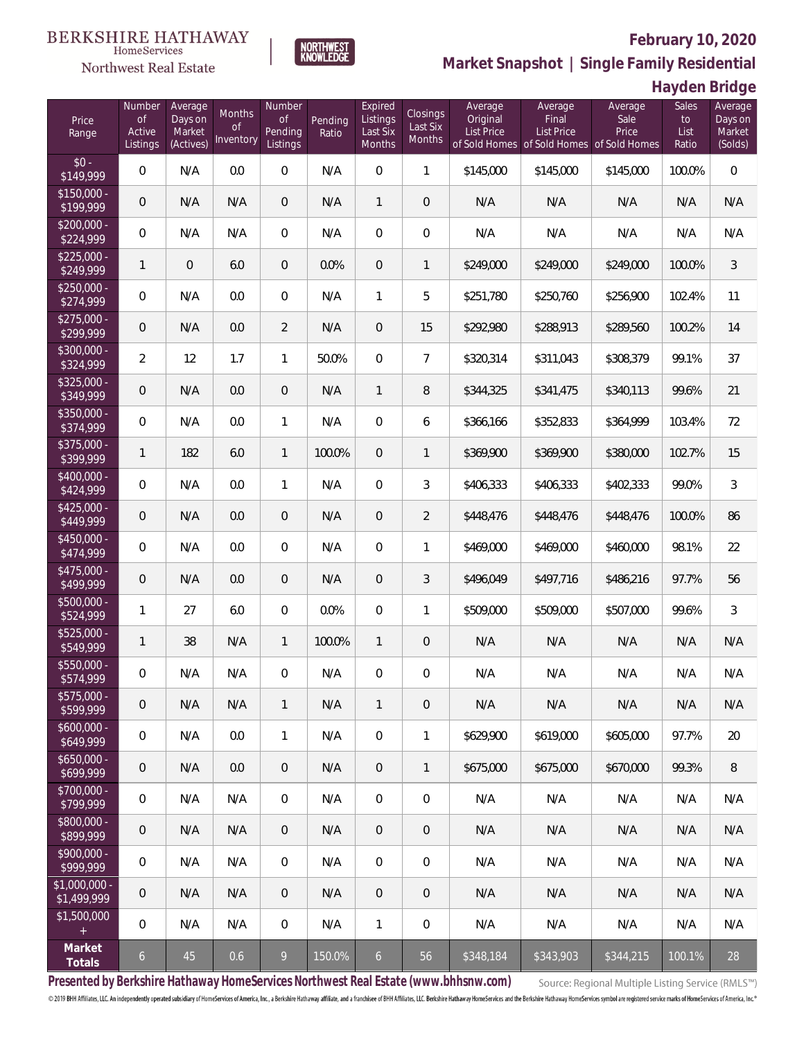BERKSHIRE HATHAWAY HomeServices Northwest Real Estate

NORTHWEST KNOWLEDGE

# February 10, 2020

## Market Snapshot | Single Family Residential

## Hayden Bridge

| Price Range | Number of Active Listings | Average Days on Market (Actives) | Months of Inventory | Number of Pending Listings | Pending Ratio | Expired Listings Last Six Months | Closings Last Six Months | Average Original List Price of Sold Homes | Average Final List Price of Sold Homes | Average Sale Price of Sold Homes | Sales to List Ratio | Average Days on Market (Solds) |
|---|---|---|---|---|---|---|---|---|---|---|---|---|
| $0 - $149,999 | 0 | N/A | 0.0 | 0 | N/A | 0 | 1 | $145,000 | $145,000 | $145,000 | 100.0% | 0 |
| $150,000 - $199,999 | 0 | N/A | N/A | 0 | N/A | 1 | 0 | N/A | N/A | N/A | N/A | N/A |
| $200,000 - $224,999 | 0 | N/A | N/A | 0 | N/A | 0 | 0 | N/A | N/A | N/A | N/A | N/A |
| $225,000 - $249,999 | 1 | 0 | 6.0 | 0 | 0.0% | 0 | 1 | $249,000 | $249,000 | $249,000 | 100.0% | 3 |
| $250,000 - $274,999 | 0 | N/A | 0.0 | 0 | N/A | 1 | 5 | $251,780 | $250,760 | $256,900 | 102.4% | 11 |
| $275,000 - $299,999 | 0 | N/A | 0.0 | 2 | N/A | 0 | 15 | $292,980 | $288,913 | $289,560 | 100.2% | 14 |
| $300,000 - $324,999 | 2 | 12 | 1.7 | 1 | 50.0% | 0 | 7 | $320,314 | $311,043 | $308,379 | 99.1% | 37 |
| $325,000 - $349,999 | 0 | N/A | 0.0 | 0 | N/A | 1 | 8 | $344,325 | $341,475 | $340,113 | 99.6% | 21 |
| $350,000 - $374,999 | 0 | N/A | 0.0 | 1 | N/A | 0 | 6 | $366,166 | $352,833 | $364,999 | 103.4% | 72 |
| $375,000 - $399,999 | 1 | 182 | 6.0 | 1 | 100.0% | 0 | 1 | $369,900 | $369,900 | $380,000 | 102.7% | 15 |
| $400,000 - $424,999 | 0 | N/A | 0.0 | 1 | N/A | 0 | 3 | $406,333 | $406,333 | $402,333 | 99.0% | 3 |
| $425,000 - $449,999 | 0 | N/A | 0.0 | 0 | N/A | 0 | 2 | $448,476 | $448,476 | $448,476 | 100.0% | 86 |
| $450,000 - $474,999 | 0 | N/A | 0.0 | 0 | N/A | 0 | 1 | $469,000 | $469,000 | $460,000 | 98.1% | 22 |
| $475,000 - $499,999 | 0 | N/A | 0.0 | 0 | N/A | 0 | 3 | $496,049 | $497,716 | $486,216 | 97.7% | 56 |
| $500,000 - $524,999 | 1 | 27 | 6.0 | 0 | 0.0% | 0 | 1 | $509,000 | $509,000 | $507,000 | 99.6% | 3 |
| $525,000 - $549,999 | 1 | 38 | N/A | 1 | 100.0% | 1 | 0 | N/A | N/A | N/A | N/A | N/A |
| $550,000 - $574,999 | 0 | N/A | N/A | 0 | N/A | 0 | 0 | N/A | N/A | N/A | N/A | N/A |
| $575,000 - $599,999 | 0 | N/A | N/A | 1 | N/A | 1 | 0 | N/A | N/A | N/A | N/A | N/A |
| $600,000 - $649,999 | 0 | N/A | 0.0 | 1 | N/A | 0 | 1 | $629,900 | $619,000 | $605,000 | 97.7% | 20 |
| $650,000 - $699,999 | 0 | N/A | 0.0 | 0 | N/A | 0 | 1 | $675,000 | $675,000 | $670,000 | 99.3% | 8 |
| $700,000 - $799,999 | 0 | N/A | N/A | 0 | N/A | 0 | 0 | N/A | N/A | N/A | N/A | N/A |
| $800,000 - $899,999 | 0 | N/A | N/A | 0 | N/A | 0 | 0 | N/A | N/A | N/A | N/A | N/A |
| $900,000 - $999,999 | 0 | N/A | N/A | 0 | N/A | 0 | 0 | N/A | N/A | N/A | N/A | N/A |
| $1,000,000 - $1,499,999 | 0 | N/A | N/A | 0 | N/A | 0 | 0 | N/A | N/A | N/A | N/A | N/A |
| $1,500,000 + | 0 | N/A | N/A | 0 | N/A | 1 | 0 | N/A | N/A | N/A | N/A | N/A |
| **Market Totals** | 6 | 45 | 0.6 | 9 | 150.0% | 6 | 56 | $348,184 | $343,903 | $344,215 | 100.1% | 28 |

**Presented by Berkshire Hathaway HomeServices Northwest Real Estate (www.bhhsnw.com)** Source: Regional Multiple Listing Service (RMLS™)

© 2019 BHH Affiliates, LLC. An independently operated subsidiary of HomeServices of America, Inc., a Berkshire Hathaway affiliate, and a franchisee of BHH Affiliates, LLC. Berkshire Hathaway HomeServices and the Berkshire Hathaway HomeServices symbol are registered service marks of HomeServices of America, Inc.®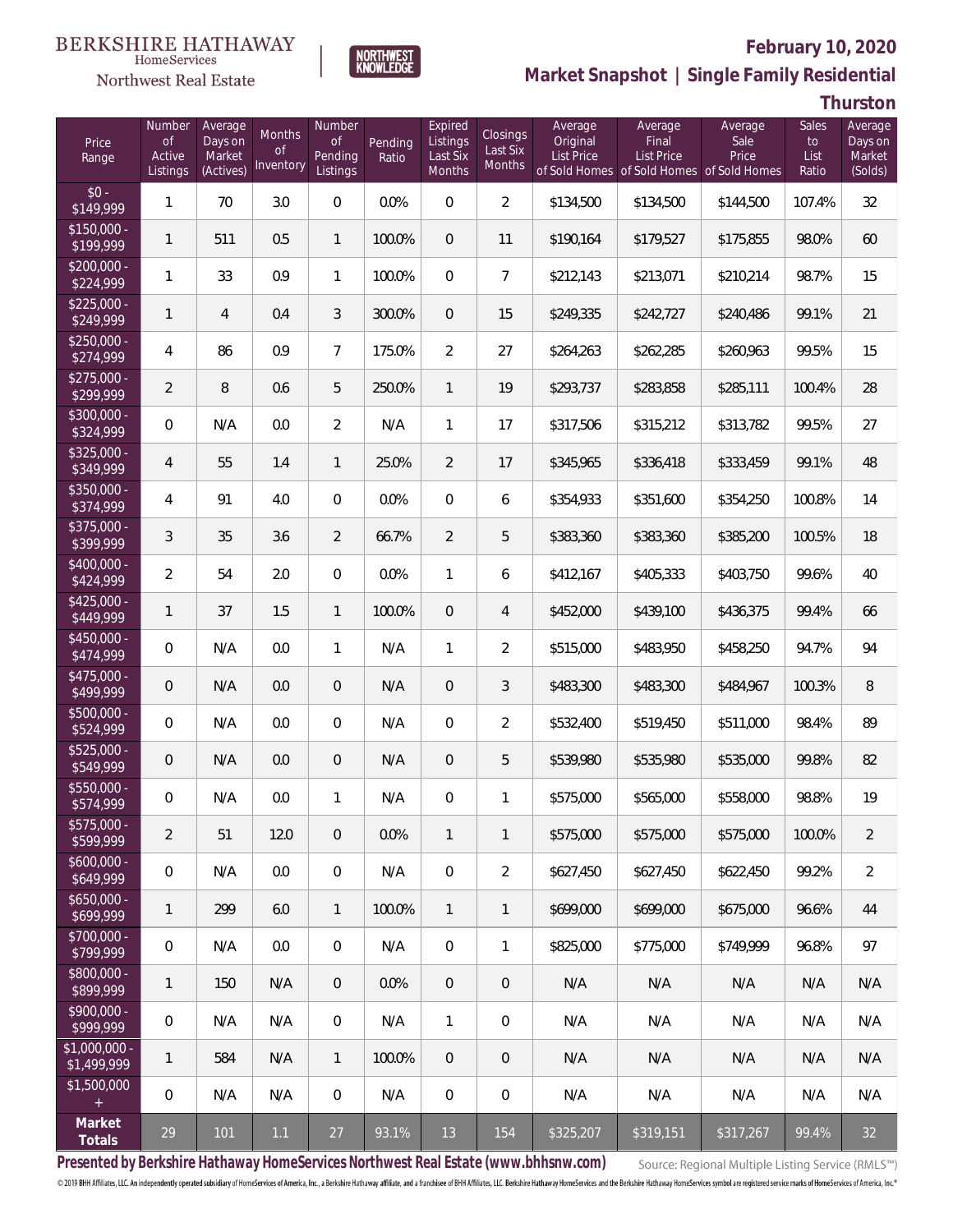BERKSHIRE HATHAWAY HomeServices Northwest Real Estate

NORTHWEST KNOWLEDGE

**February 10, 2020**

**Market Snapshot | Single Family Residential**

**Thurston**

| Price Range | Number of Active Listings | Average Days on Market (Actives) | Months of Inventory | Number of Pending Listings | Pending Ratio | Expired Listings Last Six Months | Closings Last Six Months | Average Original List Price of Sold Homes | Average Final List Price of Sold Homes | Average Sale Price of Sold Homes | Sales to List Ratio | Average Days on Market (Solds) |
|---|---|---|---|---|---|---|---|---|---|---|---|---|
| $0 - $149,999 | 1 | 70 | 3.0 | 0 | 0.0% | 0 | 2 | $134,500 | $134,500 | $144,500 | 107.4% | 32 |
| $150,000 - $199,999 | 1 | 511 | 0.5 | 1 | 100.0% | 0 | 11 | $190,164 | $179,527 | $175,855 | 98.0% | 60 |
| $200,000 - $224,999 | 1 | 33 | 0.9 | 1 | 100.0% | 0 | 7 | $212,143 | $213,071 | $210,214 | 98.7% | 15 |
| $225,000 - $249,999 | 1 | 4 | 0.4 | 3 | 300.0% | 0 | 15 | $249,335 | $242,727 | $240,486 | 99.1% | 21 |
| $250,000 - $274,999 | 4 | 86 | 0.9 | 7 | 175.0% | 2 | 27 | $264,263 | $262,285 | $260,963 | 99.5% | 15 |
| $275,000 - $299,999 | 2 | 8 | 0.6 | 5 | 250.0% | 1 | 19 | $293,737 | $283,858 | $285,111 | 100.4% | 28 |
| $300,000 - $324,999 | 0 | N/A | 0.0 | 2 | N/A | 1 | 17 | $317,506 | $315,212 | $313,782 | 99.5% | 27 |
| $325,000 - $349,999 | 4 | 55 | 1.4 | 1 | 25.0% | 2 | 17 | $345,965 | $336,418 | $333,459 | 99.1% | 48 |
| $350,000 - $374,999 | 4 | 91 | 4.0 | 0 | 0.0% | 0 | 6 | $354,933 | $351,600 | $354,250 | 100.8% | 14 |
| $375,000 - $399,999 | 3 | 35 | 3.6 | 2 | 66.7% | 2 | 5 | $383,360 | $383,360 | $385,200 | 100.5% | 18 |
| $400,000 - $424,999 | 2 | 54 | 2.0 | 0 | 0.0% | 1 | 6 | $412,167 | $405,333 | $403,750 | 99.6% | 40 |
| $425,000 - $449,999 | 1 | 37 | 1.5 | 1 | 100.0% | 0 | 4 | $452,000 | $439,100 | $436,375 | 99.4% | 66 |
| $450,000 - $474,999 | 0 | N/A | 0.0 | 1 | N/A | 1 | 2 | $515,000 | $483,950 | $458,250 | 94.7% | 94 |
| $475,000 - $499,999 | 0 | N/A | 0.0 | 0 | N/A | 0 | 3 | $483,300 | $483,300 | $484,967 | 100.3% | 8 |
| $500,000 - $524,999 | 0 | N/A | 0.0 | 0 | N/A | 0 | 2 | $532,400 | $519,450 | $511,000 | 98.4% | 89 |
| $525,000 - $549,999 | 0 | N/A | 0.0 | 0 | N/A | 0 | 5 | $539,980 | $535,980 | $535,000 | 99.8% | 82 |
| $550,000 - $574,999 | 0 | N/A | 0.0 | 1 | N/A | 0 | 1 | $575,000 | $565,000 | $558,000 | 98.8% | 19 |
| $575,000 - $599,999 | 2 | 51 | 12.0 | 0 | 0.0% | 1 | 1 | $575,000 | $575,000 | $575,000 | 100.0% | 2 |
| $600,000 - $649,999 | 0 | N/A | 0.0 | 0 | N/A | 0 | 2 | $627,450 | $627,450 | $622,450 | 99.2% | 2 |
| $650,000 - $699,999 | 1 | 299 | 6.0 | 1 | 100.0% | 1 | 1 | $699,000 | $699,000 | $675,000 | 96.6% | 44 |
| $700,000 - $799,999 | 0 | N/A | 0.0 | 0 | N/A | 0 | 1 | $825,000 | $775,000 | $749,999 | 96.8% | 97 |
| $800,000 - $899,999 | 1 | 150 | N/A | 0 | 0.0% | 0 | 0 | N/A | N/A | N/A | N/A | N/A |
| $900,000 - $999,999 | 0 | N/A | N/A | 0 | N/A | 1 | 0 | N/A | N/A | N/A | N/A | N/A |
| $1,000,000 - $1,499,999 | 1 | 584 | N/A | 1 | 100.0% | 0 | 0 | N/A | N/A | N/A | N/A | N/A |
| $1,500,000 + | 0 | N/A | N/A | 0 | N/A | 0 | 0 | N/A | N/A | N/A | N/A | N/A |
| **Market Totals** | 29 | 101 | 1.1 | 27 | 93.1% | 13 | 154 | $325,207 | $319,151 | $317,267 | 99.4% | 32 |

**Presented by Berkshire Hathaway HomeServices Northwest Real Estate (www.bhhsnw.com)** Source: Regional Multiple Listing Service (RMLS™)

© 2019 BHH Affiliates, LLC. An independently operated subsidiary of HomeServices of America, Inc., a Berkshire Hathaway affiliate, and a franchisee of BHH Affiliates, LLC. Berkshire Hathaway HomeServices and the Berkshire Hathaway HomeServices symbol are registered service marks of HomeServices of America, Inc.®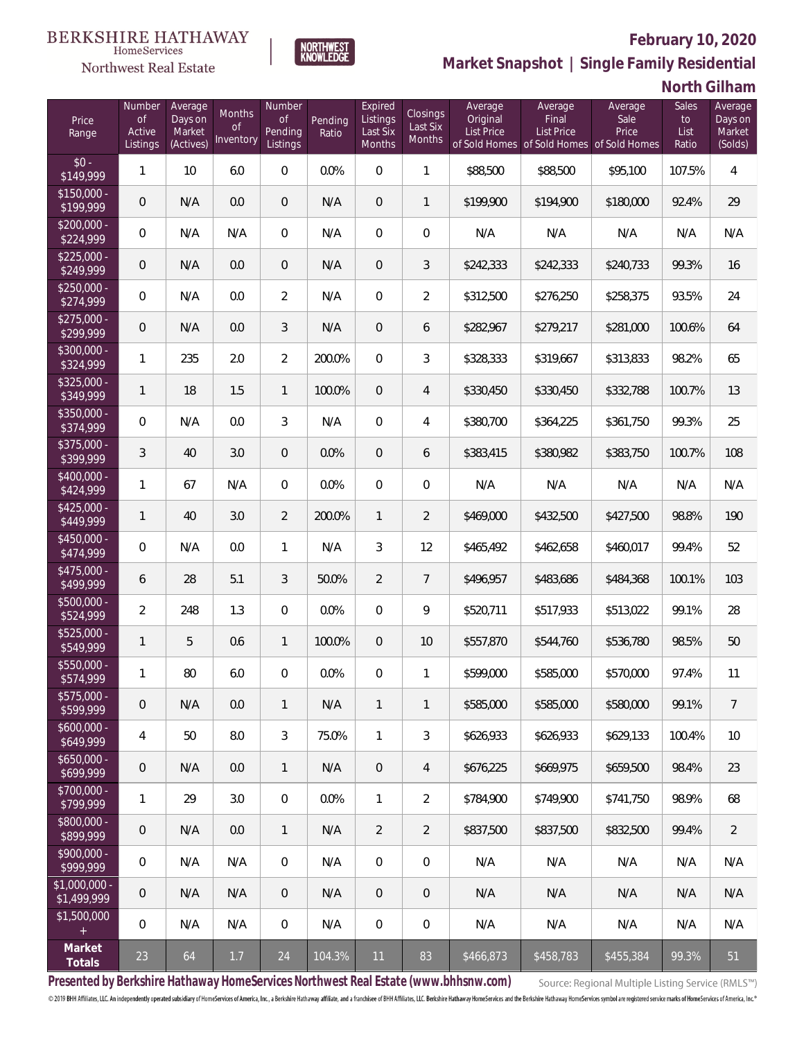BERKSHIRE HATHAWAY HomeServices Northwest Real Estate

NORTHWEST KNOWLEDGE

## February 10, 2020

## Market Snapshot | Single Family Residential

## North Gilham

| Price Range | Number of Active Listings | Average Days on Market (Actives) | Months of Inventory | Number of Pending Listings | Pending Ratio | Expired Listings Last Six Months | Closings Last Six Months | Average Original List Price of Sold Homes | Average Final List Price of Sold Homes | Average Sale Price of Sold Homes | Sales to List Ratio | Average Days on Market (Solds) |
|---|---|---|---|---|---|---|---|---|---|---|---|---|
| $0 - $149,999 | 1 | 10 | 6.0 | 0 | 0.0% | 0 | 1 | $88,500 | $88,500 | $95,100 | 107.5% | 4 |
| $150,000 - $199,999 | 0 | N/A | 0.0 | 0 | N/A | 0 | 1 | $199,900 | $194,900 | $180,000 | 92.4% | 29 |
| $200,000 - $224,999 | 0 | N/A | N/A | 0 | N/A | 0 | 0 | N/A | N/A | N/A | N/A | N/A |
| $225,000 - $249,999 | 0 | N/A | 0.0 | 0 | N/A | 0 | 3 | $242,333 | $242,333 | $240,733 | 99.3% | 16 |
| $250,000 - $274,999 | 0 | N/A | 0.0 | 2 | N/A | 0 | 2 | $312,500 | $276,250 | $258,375 | 93.5% | 24 |
| $275,000 - $299,999 | 0 | N/A | 0.0 | 3 | N/A | 0 | 6 | $282,967 | $279,217 | $281,000 | 100.6% | 64 |
| $300,000 - $324,999 | 1 | 235 | 2.0 | 2 | 200.0% | 0 | 3 | $328,333 | $319,667 | $313,833 | 98.2% | 65 |
| $325,000 - $349,999 | 1 | 18 | 1.5 | 1 | 100.0% | 0 | 4 | $330,450 | $330,450 | $332,788 | 100.7% | 13 |
| $350,000 - $374,999 | 0 | N/A | 0.0 | 3 | N/A | 0 | 4 | $380,700 | $364,225 | $361,750 | 99.3% | 25 |
| $375,000 - $399,999 | 3 | 40 | 3.0 | 0 | 0.0% | 0 | 6 | $383,415 | $380,982 | $383,750 | 100.7% | 108 |
| $400,000 - $424,999 | 1 | 67 | N/A | 0 | 0.0% | 0 | 0 | N/A | N/A | N/A | N/A | N/A |
| $425,000 - $449,999 | 1 | 40 | 3.0 | 2 | 200.0% | 1 | 2 | $469,000 | $432,500 | $427,500 | 98.8% | 190 |
| $450,000 - $474,999 | 0 | N/A | 0.0 | 1 | N/A | 3 | 12 | $465,492 | $462,658 | $460,017 | 99.4% | 52 |
| $475,000 - $499,999 | 6 | 28 | 5.1 | 3 | 50.0% | 2 | 7 | $496,957 | $483,686 | $484,368 | 100.1% | 103 |
| $500,000 - $524,999 | 2 | 248 | 1.3 | 0 | 0.0% | 0 | 9 | $520,711 | $517,933 | $513,022 | 99.1% | 28 |
| $525,000 - $549,999 | 1 | 5 | 0.6 | 1 | 100.0% | 0 | 10 | $557,870 | $544,760 | $536,780 | 98.5% | 50 |
| $550,000 - $574,999 | 1 | 80 | 6.0 | 0 | 0.0% | 0 | 1 | $599,000 | $585,000 | $570,000 | 97.4% | 11 |
| $575,000 - $599,999 | 0 | N/A | 0.0 | 1 | N/A | 1 | 1 | $585,000 | $585,000 | $580,000 | 99.1% | 7 |
| $600,000 - $649,999 | 4 | 50 | 8.0 | 3 | 75.0% | 1 | 3 | $626,933 | $626,933 | $629,133 | 100.4% | 10 |
| $650,000 - $699,999 | 0 | N/A | 0.0 | 1 | N/A | 0 | 4 | $676,225 | $669,975 | $659,500 | 98.4% | 23 |
| $700,000 - $799,999 | 1 | 29 | 3.0 | 0 | 0.0% | 1 | 2 | $784,900 | $749,900 | $741,750 | 98.9% | 68 |
| $800,000 - $899,999 | 0 | N/A | 0.0 | 1 | N/A | 2 | 2 | $837,500 | $837,500 | $832,500 | 99.4% | 2 |
| $900,000 - $999,999 | 0 | N/A | N/A | 0 | N/A | 0 | 0 | N/A | N/A | N/A | N/A | N/A |
| $1,000,000 - $1,499,999 | 0 | N/A | N/A | 0 | N/A | 0 | 0 | N/A | N/A | N/A | N/A | N/A |
| $1,500,000 + | 0 | N/A | N/A | 0 | N/A | 0 | 0 | N/A | N/A | N/A | N/A | N/A |
| **Market Totals** | 23 | 64 | 1.7 | 24 | 104.3% | 11 | 83 | $466,873 | $458,783 | $455,384 | 99.3% | 51 |

**Presented by Berkshire Hathaway HomeServices Northwest Real Estate (www.bhhsnw.com)**

Source: Regional Multiple Listing Service (RMLS™)

© 2019 BHH Affiliates, LLC. An independently operated subsidiary of HomeServices of America, Inc., a Berkshire Hathaway affiliate, and a franchisee of BHH Affiliates, LLC. Berkshire Hathaway HomeServices and the Berkshire Hathaway HomeServices symbol are registered service marks of HomeServices of America, Inc.®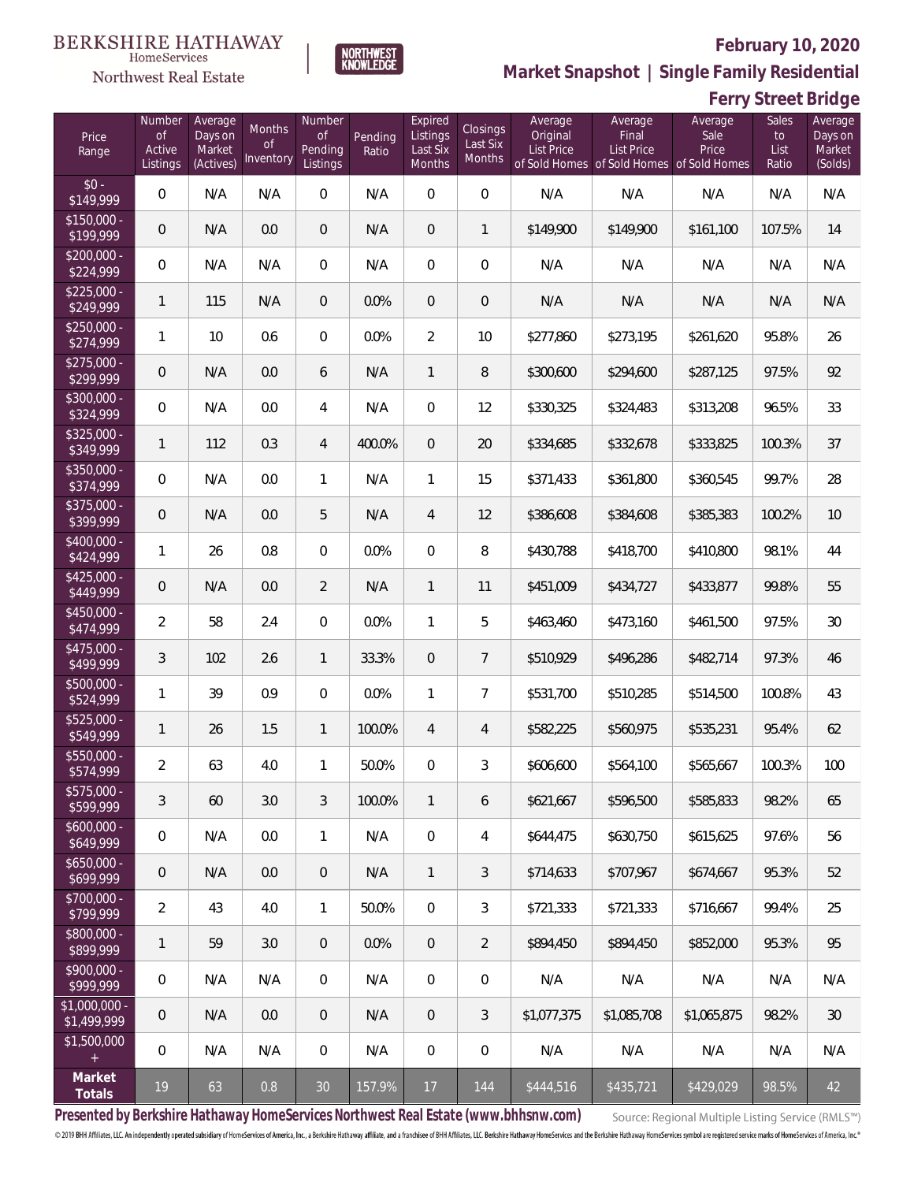BERKSHIRE HATHAWAY HomeServices Northwest Real Estate | NORTHWEST KNOWLEDGE

# February 10, 2020

## Market Snapshot | Single Family Residential

## Ferry Street Bridge

| Price Range | Number of Active Listings | Average Days on Market (Actives) | Months of Inventory | Number of Pending Listings | Pending Ratio | Expired Listings Last Six Months | Closings Last Six Months | Average Original List Price of Sold Homes | Average Final List Price of Sold Homes | Average Sale Price of Sold Homes | Sales to List Ratio | Average Days on Market (Solds) |
|---|---|---|---|---|---|---|---|---|---|---|---|---|
| $0 - $149,999 | 0 | N/A | N/A | 0 | N/A | 0 | 0 | N/A | N/A | N/A | N/A | N/A |
| $150,000 - $199,999 | 0 | N/A | 0.0 | 0 | N/A | 0 | 1 | $149,900 | $149,900 | $161,100 | 107.5% | 14 |
| $200,000 - $224,999 | 0 | N/A | N/A | 0 | N/A | 0 | 0 | N/A | N/A | N/A | N/A | N/A |
| $225,000 - $249,999 | 1 | 115 | N/A | 0 | 0.0% | 0 | 0 | N/A | N/A | N/A | N/A | N/A |
| $250,000 - $274,999 | 1 | 10 | 0.6 | 0 | 0.0% | 2 | 10 | $277,860 | $273,195 | $261,620 | 95.8% | 26 |
| $275,000 - $299,999 | 0 | N/A | 0.0 | 6 | N/A | 1 | 8 | $300,600 | $294,600 | $287,125 | 97.5% | 92 |
| $300,000 - $324,999 | 0 | N/A | 0.0 | 4 | N/A | 0 | 12 | $330,325 | $324,483 | $313,208 | 96.5% | 33 |
| $325,000 - $349,999 | 1 | 112 | 0.3 | 4 | 400.0% | 0 | 20 | $334,685 | $332,678 | $333,825 | 100.3% | 37 |
| $350,000 - $374,999 | 0 | N/A | 0.0 | 1 | N/A | 1 | 15 | $371,433 | $361,800 | $360,545 | 99.7% | 28 |
| $375,000 - $399,999 | 0 | N/A | 0.0 | 5 | N/A | 4 | 12 | $386,608 | $384,608 | $385,383 | 100.2% | 10 |
| $400,000 - $424,999 | 1 | 26 | 0.8 | 0 | 0.0% | 0 | 8 | $430,788 | $418,700 | $410,800 | 98.1% | 44 |
| $425,000 - $449,999 | 0 | N/A | 0.0 | 2 | N/A | 1 | 11 | $451,009 | $434,727 | $433,877 | 99.8% | 55 |
| $450,000 - $474,999 | 2 | 58 | 2.4 | 0 | 0.0% | 1 | 5 | $463,460 | $473,160 | $461,500 | 97.5% | 30 |
| $475,000 - $499,999 | 3 | 102 | 2.6 | 1 | 33.3% | 0 | 7 | $510,929 | $496,286 | $482,714 | 97.3% | 46 |
| $500,000 - $524,999 | 1 | 39 | 0.9 | 0 | 0.0% | 1 | 7 | $531,700 | $510,285 | $514,500 | 100.8% | 43 |
| $525,000 - $549,999 | 1 | 26 | 1.5 | 1 | 100.0% | 4 | 4 | $582,225 | $560,975 | $535,231 | 95.4% | 62 |
| $550,000 - $574,999 | 2 | 63 | 4.0 | 1 | 50.0% | 0 | 3 | $606,600 | $564,100 | $565,667 | 100.3% | 100 |
| $575,000 - $599,999 | 3 | 60 | 3.0 | 3 | 100.0% | 1 | 6 | $621,667 | $596,500 | $585,833 | 98.2% | 65 |
| $600,000 - $649,999 | 0 | N/A | 0.0 | 1 | N/A | 0 | 4 | $644,475 | $630,750 | $615,625 | 97.6% | 56 |
| $650,000 - $699,999 | 0 | N/A | 0.0 | 0 | N/A | 1 | 3 | $714,633 | $707,967 | $674,667 | 95.3% | 52 |
| $700,000 - $799,999 | 2 | 43 | 4.0 | 1 | 50.0% | 0 | 3 | $721,333 | $721,333 | $716,667 | 99.4% | 25 |
| $800,000 - $899,999 | 1 | 59 | 3.0 | 0 | 0.0% | 0 | 2 | $894,450 | $894,450 | $852,000 | 95.3% | 95 |
| $900,000 - $999,999 | 0 | N/A | N/A | 0 | N/A | 0 | 0 | N/A | N/A | N/A | N/A | N/A |
| $1,000,000 - $1,499,999 | 0 | N/A | 0.0 | 0 | N/A | 0 | 3 | $1,077,375 | $1,085,708 | $1,065,875 | 98.2% | 30 |
| $1,500,000 + | 0 | N/A | N/A | 0 | N/A | 0 | 0 | N/A | N/A | N/A | N/A | N/A |
| **Market Totals** | 19 | 63 | 0.8 | 30 | 157.9% | 17 | 144 | $444,516 | $435,721 | $429,029 | 98.5% | 42 |

**Presented by Berkshire Hathaway HomeServices Northwest Real Estate (www.bhhsnw.com)**

Source: Regional Multiple Listing Service (RMLS™)

© 2019 BHH Affiliates, LLC. An independently operated subsidiary of HomeServices of America, Inc., a Berkshire Hathaway affiliate, and a franchisee of BHH Affiliates, LLC. Berkshire Hathaway HomeServices and the Berkshire Hathaway HomeServices symbol are registered service marks of HomeServices of America, Inc.®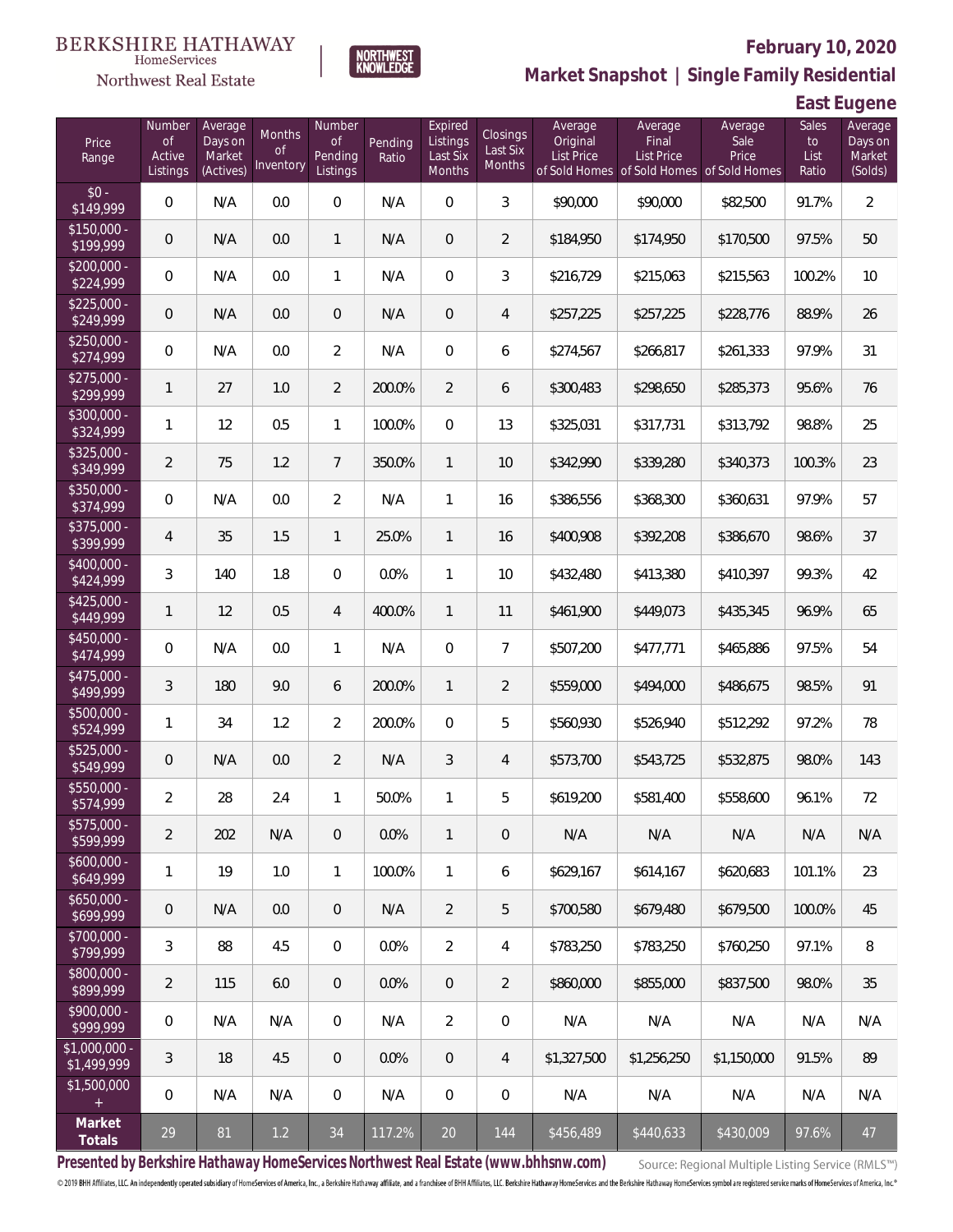BERKSHIRE HATHAWAY HomeServices Northwest Real Estate

NORTHWEST KNOWLEDGE

## February 10, 2020

## Market Snapshot | Single Family Residential

## East Eugene

| Price Range | Number of Active Listings | Average Days on Market (Actives) | Months of Inventory | Number of Pending Listings | Pending Ratio | Expired Listings Last Six Months | Closings Last Six Months | Average Original List Price of Sold Homes | Average Final List Price of Sold Homes | Average Sale Price of Sold Homes | Sales to List Ratio | Average Days on Market (Solds) |
|---|---|---|---|---|---|---|---|---|---|---|---|---|
| $0 - $149,999 | 0 | N/A | 0.0 | 0 | N/A | 0 | 3 | $90,000 | $90,000 | $82,500 | 91.7% | 2 |
| $150,000 - $199,999 | 0 | N/A | 0.0 | 1 | N/A | 0 | 2 | $184,950 | $174,950 | $170,500 | 97.5% | 50 |
| $200,000 - $224,999 | 0 | N/A | 0.0 | 1 | N/A | 0 | 3 | $216,729 | $215,063 | $215,563 | 100.2% | 10 |
| $225,000 - $249,999 | 0 | N/A | 0.0 | 0 | N/A | 0 | 4 | $257,225 | $257,225 | $228,776 | 88.9% | 26 |
| $250,000 - $274,999 | 0 | N/A | 0.0 | 2 | N/A | 0 | 6 | $274,567 | $266,817 | $261,333 | 97.9% | 31 |
| $275,000 - $299,999 | 1 | 27 | 1.0 | 2 | 200.0% | 2 | 6 | $300,483 | $298,650 | $285,373 | 95.6% | 76 |
| $300,000 - $324,999 | 1 | 12 | 0.5 | 1 | 100.0% | 0 | 13 | $325,031 | $317,731 | $313,792 | 98.8% | 25 |
| $325,000 - $349,999 | 2 | 75 | 1.2 | 7 | 350.0% | 1 | 10 | $342,990 | $339,280 | $340,373 | 100.3% | 23 |
| $350,000 - $374,999 | 0 | N/A | 0.0 | 2 | N/A | 1 | 16 | $386,556 | $368,300 | $360,631 | 97.9% | 57 |
| $375,000 - $399,999 | 4 | 35 | 1.5 | 1 | 25.0% | 1 | 16 | $400,908 | $392,208 | $386,670 | 98.6% | 37 |
| $400,000 - $424,999 | 3 | 140 | 1.8 | 0 | 0.0% | 1 | 10 | $432,480 | $413,380 | $410,397 | 99.3% | 42 |
| $425,000 - $449,999 | 1 | 12 | 0.5 | 4 | 400.0% | 1 | 11 | $461,900 | $449,073 | $435,345 | 96.9% | 65 |
| $450,000 - $474,999 | 0 | N/A | 0.0 | 1 | N/A | 0 | 7 | $507,200 | $477,771 | $465,886 | 97.5% | 54 |
| $475,000 - $499,999 | 3 | 180 | 9.0 | 6 | 200.0% | 1 | 2 | $559,000 | $494,000 | $486,675 | 98.5% | 91 |
| $500,000 - $524,999 | 1 | 34 | 1.2 | 2 | 200.0% | 0 | 5 | $560,930 | $526,940 | $512,292 | 97.2% | 78 |
| $525,000 - $549,999 | 0 | N/A | 0.0 | 2 | N/A | 3 | 4 | $573,700 | $543,725 | $532,875 | 98.0% | 143 |
| $550,000 - $574,999 | 2 | 28 | 2.4 | 1 | 50.0% | 1 | 5 | $619,200 | $581,400 | $558,600 | 96.1% | 72 |
| $575,000 - $599,999 | 2 | 202 | N/A | 0 | 0.0% | 1 | 0 | N/A | N/A | N/A | N/A | N/A |
| $600,000 - $649,999 | 1 | 19 | 1.0 | 1 | 100.0% | 1 | 6 | $629,167 | $614,167 | $620,683 | 101.1% | 23 |
| $650,000 - $699,999 | 0 | N/A | 0.0 | 0 | N/A | 2 | 5 | $700,580 | $679,480 | $679,500 | 100.0% | 45 |
| $700,000 - $799,999 | 3 | 88 | 4.5 | 0 | 0.0% | 2 | 4 | $783,250 | $783,250 | $760,250 | 97.1% | 8 |
| $800,000 - $899,999 | 2 | 115 | 6.0 | 0 | 0.0% | 0 | 2 | $860,000 | $855,000 | $837,500 | 98.0% | 35 |
| $900,000 - $999,999 | 0 | N/A | N/A | 0 | N/A | 2 | 0 | N/A | N/A | N/A | N/A | N/A |
| $1,000,000 - $1,499,999 | 3 | 18 | 4.5 | 0 | 0.0% | 0 | 4 | $1,327,500 | $1,256,250 | $1,150,000 | 91.5% | 89 |
| $1,500,000 + | 0 | N/A | N/A | 0 | N/A | 0 | 0 | N/A | N/A | N/A | N/A | N/A |
| **Market Totals** | 29 | 81 | 1.2 | 34 | 117.2% | 20 | 144 | $456,489 | $440,633 | $430,009 | 97.6% | 47 |

**Presented by Berkshire Hathaway HomeServices Northwest Real Estate (www.bhhsnw.com)**

Source: Regional Multiple Listing Service (RMLS™)

© 2019 BHH Affiliates, LLC. An independently operated subsidiary of HomeServices of America, Inc., a Berkshire Hathaway affiliate, and a franchisee of BHH Affiliates, LLC. Berkshire Hathaway HomeServices and the Berkshire Hathaway HomeServices symbol are registered service marks of HomeServices of America, Inc.®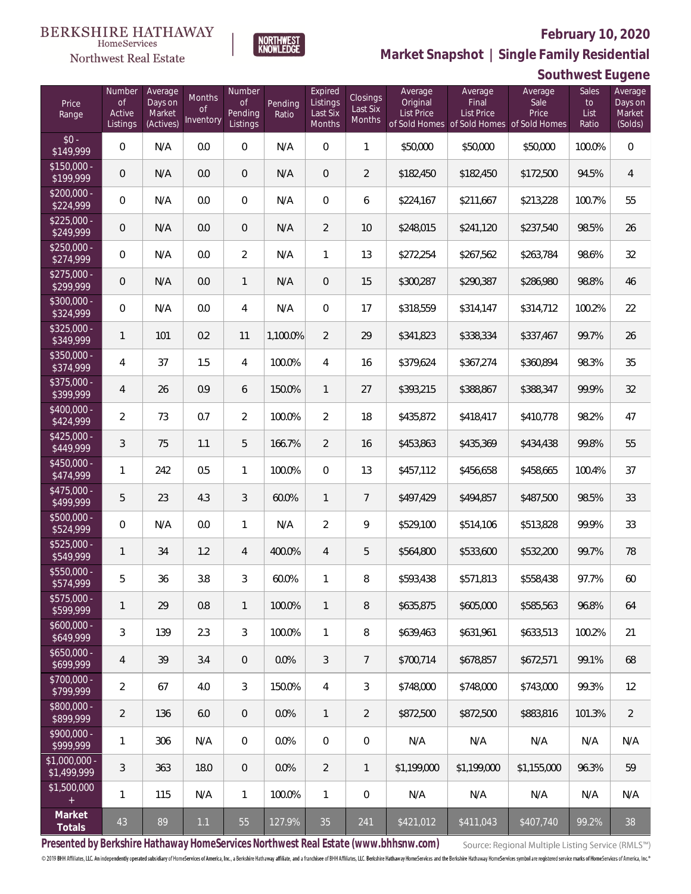BERKSHIRE HATHAWAY HomeServices Northwest Real Estate

NORTHWEST KNOWLEDGE

**February 10, 2020**

## Market Snapshot | Single Family Residential

## Southwest Eugene

| Price Range | Number of Active Listings | Average Days on Market (Actives) | Months of Inventory | Number of Pending Listings | Pending Ratio | Expired Listings Last Six Months | Closings Last Six Months | Average Original List Price of Sold Homes | Average Final List Price of Sold Homes | Average Sale Price of Sold Homes | Sales to List Ratio | Average Days on Market (Solds) |
|---|---|---|---|---|---|---|---|---|---|---|---|---|
| $0 - $149,999 | 0 | N/A | 0.0 | 0 | N/A | 0 | 1 | $50,000 | $50,000 | $50,000 | 100.0% | 0 |
| $150,000 - $199,999 | 0 | N/A | 0.0 | 0 | N/A | 0 | 2 | $182,450 | $182,450 | $172,500 | 94.5% | 4 |
| $200,000 - $224,999 | 0 | N/A | 0.0 | 0 | N/A | 0 | 6 | $224,167 | $211,667 | $213,228 | 100.7% | 55 |
| $225,000 - $249,999 | 0 | N/A | 0.0 | 0 | N/A | 2 | 10 | $248,015 | $241,120 | $237,540 | 98.5% | 26 |
| $250,000 - $274,999 | 0 | N/A | 0.0 | 2 | N/A | 1 | 13 | $272,254 | $267,562 | $263,784 | 98.6% | 32 |
| $275,000 - $299,999 | 0 | N/A | 0.0 | 1 | N/A | 0 | 15 | $300,287 | $290,387 | $286,980 | 98.8% | 46 |
| $300,000 - $324,999 | 0 | N/A | 0.0 | 4 | N/A | 0 | 17 | $318,559 | $314,147 | $314,712 | 100.2% | 22 |
| $325,000 - $349,999 | 1 | 101 | 0.2 | 11 | 1,100.0% | 2 | 29 | $341,823 | $338,334 | $337,467 | 99.7% | 26 |
| $350,000 - $374,999 | 4 | 37 | 1.5 | 4 | 100.0% | 4 | 16 | $379,624 | $367,274 | $360,894 | 98.3% | 35 |
| $375,000 - $399,999 | 4 | 26 | 0.9 | 6 | 150.0% | 1 | 27 | $393,215 | $388,867 | $388,347 | 99.9% | 32 |
| $400,000 - $424,999 | 2 | 73 | 0.7 | 2 | 100.0% | 2 | 18 | $435,872 | $418,417 | $410,778 | 98.2% | 47 |
| $425,000 - $449,999 | 3 | 75 | 1.1 | 5 | 166.7% | 2 | 16 | $453,863 | $435,369 | $434,438 | 99.8% | 55 |
| $450,000 - $474,999 | 1 | 242 | 0.5 | 1 | 100.0% | 0 | 13 | $457,112 | $456,658 | $458,665 | 100.4% | 37 |
| $475,000 - $499,999 | 5 | 23 | 4.3 | 3 | 60.0% | 1 | 7 | $497,429 | $494,857 | $487,500 | 98.5% | 33 |
| $500,000 - $524,999 | 0 | N/A | 0.0 | 1 | N/A | 2 | 9 | $529,100 | $514,106 | $513,828 | 99.9% | 33 |
| $525,000 - $549,999 | 1 | 34 | 1.2 | 4 | 400.0% | 4 | 5 | $564,800 | $533,600 | $532,200 | 99.7% | 78 |
| $550,000 - $574,999 | 5 | 36 | 3.8 | 3 | 60.0% | 1 | 8 | $593,438 | $571,813 | $558,438 | 97.7% | 60 |
| $575,000 - $599,999 | 1 | 29 | 0.8 | 1 | 100.0% | 1 | 8 | $635,875 | $605,000 | $585,563 | 96.8% | 64 |
| $600,000 - $649,999 | 3 | 139 | 2.3 | 3 | 100.0% | 1 | 8 | $639,463 | $631,961 | $633,513 | 100.2% | 21 |
| $650,000 - $699,999 | 4 | 39 | 3.4 | 0 | 0.0% | 3 | 7 | $700,714 | $678,857 | $672,571 | 99.1% | 68 |
| $700,000 - $799,999 | 2 | 67 | 4.0 | 3 | 150.0% | 4 | 3 | $748,000 | $748,000 | $743,000 | 99.3% | 12 |
| $800,000 - $899,999 | 2 | 136 | 6.0 | 0 | 0.0% | 1 | 2 | $872,500 | $872,500 | $883,816 | 101.3% | 2 |
| $900,000 - $999,999 | 1 | 306 | N/A | 0 | 0.0% | 0 | 0 | N/A | N/A | N/A | N/A | N/A |
| $1,000,000 - $1,499,999 | 3 | 363 | 18.0 | 0 | 0.0% | 2 | 1 | $1,199,000 | $1,199,000 | $1,155,000 | 96.3% | 59 |
| $1,500,000 + | 1 | 115 | N/A | 1 | 100.0% | 1 | 0 | N/A | N/A | N/A | N/A | N/A |
| **Market Totals** | 43 | 89 | 1.1 | 55 | 127.9% | 35 | 241 | $421,012 | $411,043 | $407,740 | 99.2% | 38 |

**Presented by Berkshire Hathaway HomeServices Northwest Real Estate (www.bhhsnw.com)**

Source: Regional Multiple Listing Service (RMLS™)

© 2019 BHH Affiliates, LLC. An independently operated subsidiary of HomeServices of America, Inc., a Berkshire Hathaway affiliate, and a franchisee of BHH Affiliates, LLC. Berkshire Hathaway HomeServices and the Berkshire Hathaway HomeServices symbol are registered service marks of HomeServices of America, Inc.®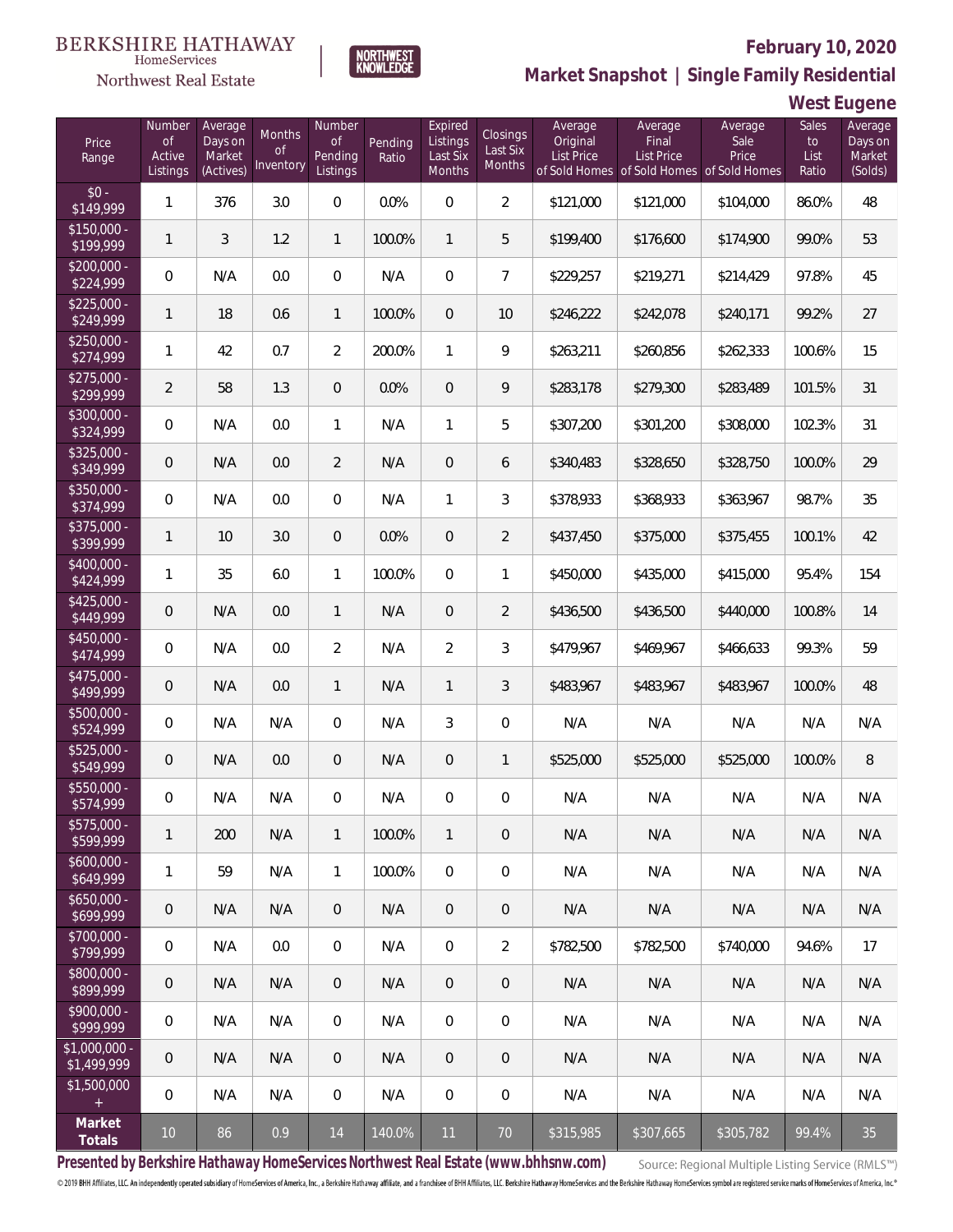BERKSHIRE HATHAWAY HomeServices Northwest Real Estate

NORTHWEST KNOWLEDGE

**February 10, 2020**

**Market Snapshot | Single Family Residential**

**West Eugene**

| Price Range | Number of Active Listings | Average Days on Market (Actives) | Months of Inventory | Number of Pending Listings | Pending Ratio | Expired Listings Last Six Months | Closings Last Six Months | Average Original List Price of Sold Homes | Average Final List Price of Sold Homes | Average Sale Price of Sold Homes | Sales to List Ratio | Average Days on Market (Solds) |
|---|---|---|---|---|---|---|---|---|---|---|---|---|
| $0 - $149,999 | 1 | 376 | 3.0 | 0 | 0.0% | 0 | 2 | $121,000 | $121,000 | $104,000 | 86.0% | 48 |
| $150,000 - $199,999 | 1 | 3 | 1.2 | 1 | 100.0% | 1 | 5 | $199,400 | $176,600 | $174,900 | 99.0% | 53 |
| $200,000 - $224,999 | 0 | N/A | 0.0 | 0 | N/A | 0 | 7 | $229,257 | $219,271 | $214,429 | 97.8% | 45 |
| $225,000 - $249,999 | 1 | 18 | 0.6 | 1 | 100.0% | 0 | 10 | $246,222 | $242,078 | $240,171 | 99.2% | 27 |
| $250,000 - $274,999 | 1 | 42 | 0.7 | 2 | 200.0% | 1 | 9 | $263,211 | $260,856 | $262,333 | 100.6% | 15 |
| $275,000 - $299,999 | 2 | 58 | 1.3 | 0 | 0.0% | 0 | 9 | $283,178 | $279,300 | $283,489 | 101.5% | 31 |
| $300,000 - $324,999 | 0 | N/A | 0.0 | 1 | N/A | 1 | 5 | $307,200 | $301,200 | $308,000 | 102.3% | 31 |
| $325,000 - $349,999 | 0 | N/A | 0.0 | 2 | N/A | 0 | 6 | $340,483 | $328,650 | $328,750 | 100.0% | 29 |
| $350,000 - $374,999 | 0 | N/A | 0.0 | 0 | N/A | 1 | 3 | $378,933 | $368,933 | $363,967 | 98.7% | 35 |
| $375,000 - $399,999 | 1 | 10 | 3.0 | 0 | 0.0% | 0 | 2 | $437,450 | $375,000 | $375,455 | 100.1% | 42 |
| $400,000 - $424,999 | 1 | 35 | 6.0 | 1 | 100.0% | 0 | 1 | $450,000 | $435,000 | $415,000 | 95.4% | 154 |
| $425,000 - $449,999 | 0 | N/A | 0.0 | 1 | N/A | 0 | 2 | $436,500 | $436,500 | $440,000 | 100.8% | 14 |
| $450,000 - $474,999 | 0 | N/A | 0.0 | 2 | N/A | 2 | 3 | $479,967 | $469,967 | $466,633 | 99.3% | 59 |
| $475,000 - $499,999 | 0 | N/A | 0.0 | 1 | N/A | 1 | 3 | $483,967 | $483,967 | $483,967 | 100.0% | 48 |
| $500,000 - $524,999 | 0 | N/A | N/A | 0 | N/A | 3 | 0 | N/A | N/A | N/A | N/A | N/A |
| $525,000 - $549,999 | 0 | N/A | 0.0 | 0 | N/A | 0 | 1 | $525,000 | $525,000 | $525,000 | 100.0% | 8 |
| $550,000 - $574,999 | 0 | N/A | N/A | 0 | N/A | 0 | 0 | N/A | N/A | N/A | N/A | N/A |
| $575,000 - $599,999 | 1 | 200 | N/A | 1 | 100.0% | 1 | 0 | N/A | N/A | N/A | N/A | N/A |
| $600,000 - $649,999 | 1 | 59 | N/A | 1 | 100.0% | 0 | 0 | N/A | N/A | N/A | N/A | N/A |
| $650,000 - $699,999 | 0 | N/A | N/A | 0 | N/A | 0 | 0 | N/A | N/A | N/A | N/A | N/A |
| $700,000 - $799,999 | 0 | N/A | 0.0 | 0 | N/A | 0 | 2 | $782,500 | $782,500 | $740,000 | 94.6% | 17 |
| $800,000 - $899,999 | 0 | N/A | N/A | 0 | N/A | 0 | 0 | N/A | N/A | N/A | N/A | N/A |
| $900,000 - $999,999 | 0 | N/A | N/A | 0 | N/A | 0 | 0 | N/A | N/A | N/A | N/A | N/A |
| $1,000,000 - $1,499,999 | 0 | N/A | N/A | 0 | N/A | 0 | 0 | N/A | N/A | N/A | N/A | N/A |
| $1,500,000 + | 0 | N/A | N/A | 0 | N/A | 0 | 0 | N/A | N/A | N/A | N/A | N/A |
| **Market Totals** | 10 | 86 | 0.9 | 14 | 140.0% | 11 | 70 | $315,985 | $307,665 | $305,782 | 99.4% | 35 |

**Presented by Berkshire Hathaway HomeServices Northwest Real Estate (www.bhhsnw.com)** Source: Regional Multiple Listing Service (RMLS™)

© 2019 BHH Affiliates, LLC. An independently operated subsidiary of HomeServices of America, Inc., a Berkshire Hathaway affiliate, and a franchisee of BHH Affiliates, LLC. Berkshire Hathaway HomeServices and the Berkshire Hathaway HomeServices symbol are registered service marks of HomeServices of America, Inc.®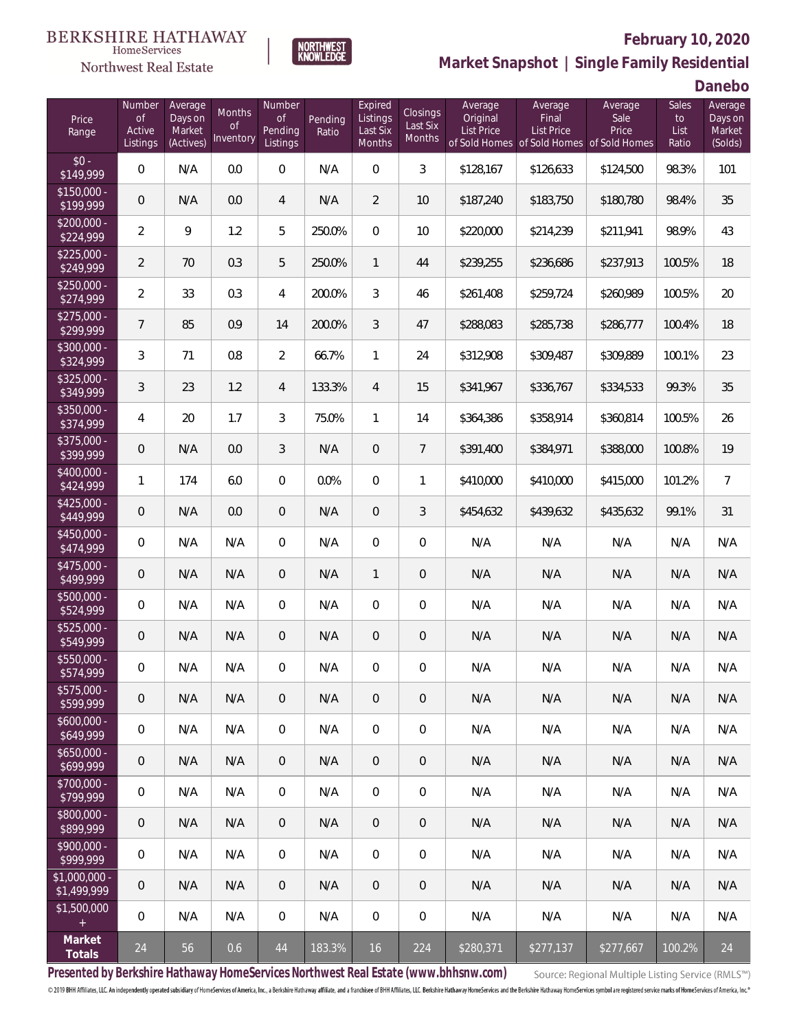BERKSHIRE HATHAWAY HomeServices Northwest Real Estate

NORTHWEST KNOWLEDGE

**February 10, 2020**

**Market Snapshot | Single Family Residential**

**Danebo**

| Price Range | Number of Active Listings | Average Days on Market (Actives) | Months of Inventory | Number of Pending Listings | Pending Ratio | Expired Listings Last Six Months | Closings Last Six Months | Average Original List Price of Sold Homes | Average Final List Price of Sold Homes | Average Sale Price of Sold Homes | Sales to List Ratio | Average Days on Market (Solds) |
|---|---|---|---|---|---|---|---|---|---|---|---|---|
| $0 - $149,999 | 0 | N/A | 0.0 | 0 | N/A | 0 | 3 | $128,167 | $126,633 | $124,500 | 98.3% | 101 |
| $150,000 - $199,999 | 0 | N/A | 0.0 | 4 | N/A | 2 | 10 | $187,240 | $183,750 | $180,780 | 98.4% | 35 |
| $200,000 - $224,999 | 2 | 9 | 1.2 | 5 | 250.0% | 0 | 10 | $220,000 | $214,239 | $211,941 | 98.9% | 43 |
| $225,000 - $249,999 | 2 | 70 | 0.3 | 5 | 250.0% | 1 | 44 | $239,255 | $236,686 | $237,913 | 100.5% | 18 |
| $250,000 - $274,999 | 2 | 33 | 0.3 | 4 | 200.0% | 3 | 46 | $261,408 | $259,724 | $260,989 | 100.5% | 20 |
| $275,000 - $299,999 | 7 | 85 | 0.9 | 14 | 200.0% | 3 | 47 | $288,083 | $285,738 | $286,777 | 100.4% | 18 |
| $300,000 - $324,999 | 3 | 71 | 0.8 | 2 | 66.7% | 1 | 24 | $312,908 | $309,487 | $309,889 | 100.1% | 23 |
| $325,000 - $349,999 | 3 | 23 | 1.2 | 4 | 133.3% | 4 | 15 | $341,967 | $336,767 | $334,533 | 99.3% | 35 |
| $350,000 - $374,999 | 4 | 20 | 1.7 | 3 | 75.0% | 1 | 14 | $364,386 | $358,914 | $360,814 | 100.5% | 26 |
| $375,000 - $399,999 | 0 | N/A | 0.0 | 3 | N/A | 0 | 7 | $391,400 | $384,971 | $388,000 | 100.8% | 19 |
| $400,000 - $424,999 | 1 | 174 | 6.0 | 0 | 0.0% | 0 | 1 | $410,000 | $410,000 | $415,000 | 101.2% | 7 |
| $425,000 - $449,999 | 0 | N/A | 0.0 | 0 | N/A | 0 | 3 | $454,632 | $439,632 | $435,632 | 99.1% | 31 |
| $450,000 - $474,999 | 0 | N/A | N/A | 0 | N/A | 0 | 0 | N/A | N/A | N/A | N/A | N/A |
| $475,000 - $499,999 | 0 | N/A | N/A | 0 | N/A | 1 | 0 | N/A | N/A | N/A | N/A | N/A |
| $500,000 - $524,999 | 0 | N/A | N/A | 0 | N/A | 0 | 0 | N/A | N/A | N/A | N/A | N/A |
| $525,000 - $549,999 | 0 | N/A | N/A | 0 | N/A | 0 | 0 | N/A | N/A | N/A | N/A | N/A |
| $550,000 - $574,999 | 0 | N/A | N/A | 0 | N/A | 0 | 0 | N/A | N/A | N/A | N/A | N/A |
| $575,000 - $599,999 | 0 | N/A | N/A | 0 | N/A | 0 | 0 | N/A | N/A | N/A | N/A | N/A |
| $600,000 - $649,999 | 0 | N/A | N/A | 0 | N/A | 0 | 0 | N/A | N/A | N/A | N/A | N/A |
| $650,000 - $699,999 | 0 | N/A | N/A | 0 | N/A | 0 | 0 | N/A | N/A | N/A | N/A | N/A |
| $700,000 - $799,999 | 0 | N/A | N/A | 0 | N/A | 0 | 0 | N/A | N/A | N/A | N/A | N/A |
| $800,000 - $899,999 | 0 | N/A | N/A | 0 | N/A | 0 | 0 | N/A | N/A | N/A | N/A | N/A |
| $900,000 - $999,999 | 0 | N/A | N/A | 0 | N/A | 0 | 0 | N/A | N/A | N/A | N/A | N/A |
| $1,000,000 - $1,499,999 | 0 | N/A | N/A | 0 | N/A | 0 | 0 | N/A | N/A | N/A | N/A | N/A |
| $1,500,000 + | 0 | N/A | N/A | 0 | N/A | 0 | 0 | N/A | N/A | N/A | N/A | N/A |
| **Market Totals** | 24 | 56 | 0.6 | 44 | 183.3% | 16 | 224 | $280,371 | $277,137 | $277,667 | 100.2% | 24 |

**Presented by Berkshire Hathaway HomeServices Northwest Real Estate (www.bhhsnw.com)**

Source: Regional Multiple Listing Service (RMLS™)

© 2019 BHH Affiliates, LLC. An independently operated subsidiary of HomeServices of America, Inc., a Berkshire Hathaway affiliate, and a franchisee of BHH Affiliates, LLC. Berkshire Hathaway HomeServices and the Berkshire Hathaway HomeServices symbol are registered service marks of HomeServices of America, Inc.®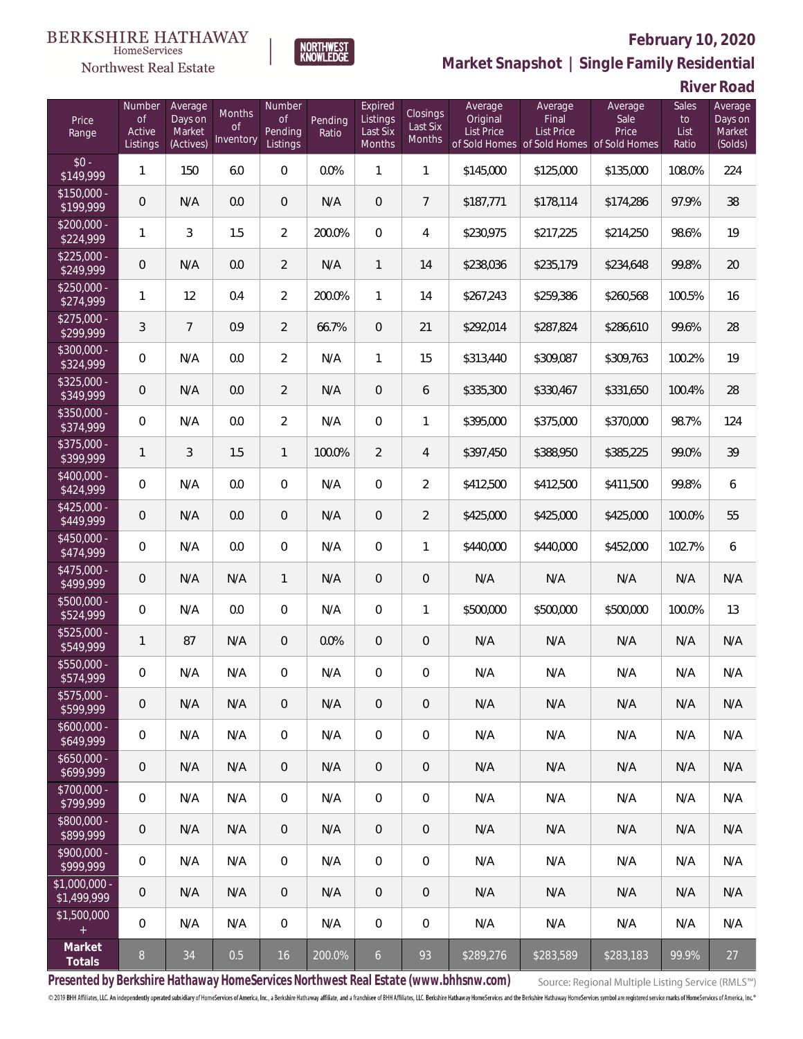BERKSHIRE HATHAWAY HomeServices Northwest Real Estate | NORTHWEST KNOWLEDGE

**February 10, 2020**

**Market Snapshot | Single Family Residential**

**River Road**

| Price Range | Number of Active Listings | Average Days on Market (Actives) | Months of Inventory | Number of Pending Listings | Pending Ratio | Expired Listings Last Six Months | Closings Last Six Months | Average Original List Price of Sold Homes | Average Final List Price of Sold Homes | Average Sale Price of Sold Homes | Sales to List Ratio | Average Days on Market (Solds) |
|---|---|---|---|---|---|---|---|---|---|---|---|---|
| $0 - $149,999 | 1 | 150 | 6.0 | 0 | 0.0% | 1 | 1 | $145,000 | $125,000 | $135,000 | 108.0% | 224 |
| $150,000 - $199,999 | 0 | N/A | 0.0 | 0 | N/A | 0 | 7 | $187,771 | $178,114 | $174,286 | 97.9% | 38 |
| $200,000 - $224,999 | 1 | 3 | 1.5 | 2 | 200.0% | 0 | 4 | $230,975 | $217,225 | $214,250 | 98.6% | 19 |
| $225,000 - $249,999 | 0 | N/A | 0.0 | 2 | N/A | 1 | 14 | $238,036 | $235,179 | $234,648 | 99.8% | 20 |
| $250,000 - $274,999 | 1 | 12 | 0.4 | 2 | 200.0% | 1 | 14 | $267,243 | $259,386 | $260,568 | 100.5% | 16 |
| $275,000 - $299,999 | 3 | 7 | 0.9 | 2 | 66.7% | 0 | 21 | $292,014 | $287,824 | $286,610 | 99.6% | 28 |
| $300,000 - $324,999 | 0 | N/A | 0.0 | 2 | N/A | 1 | 15 | $313,440 | $309,087 | $309,763 | 100.2% | 19 |
| $325,000 - $349,999 | 0 | N/A | 0.0 | 2 | N/A | 0 | 6 | $335,300 | $330,467 | $331,650 | 100.4% | 28 |
| $350,000 - $374,999 | 0 | N/A | 0.0 | 2 | N/A | 0 | 1 | $395,000 | $375,000 | $370,000 | 98.7% | 124 |
| $375,000 - $399,999 | 1 | 3 | 1.5 | 1 | 100.0% | 2 | 4 | $397,450 | $388,950 | $385,225 | 99.0% | 39 |
| $400,000 - $424,999 | 0 | N/A | 0.0 | 0 | N/A | 0 | 2 | $412,500 | $412,500 | $411,500 | 99.8% | 6 |
| $425,000 - $449,999 | 0 | N/A | 0.0 | 0 | N/A | 0 | 2 | $425,000 | $425,000 | $425,000 | 100.0% | 55 |
| $450,000 - $474,999 | 0 | N/A | 0.0 | 0 | N/A | 0 | 1 | $440,000 | $440,000 | $452,000 | 102.7% | 6 |
| $475,000 - $499,999 | 0 | N/A | N/A | 1 | N/A | 0 | 0 | N/A | N/A | N/A | N/A | N/A |
| $500,000 - $524,999 | 0 | N/A | 0.0 | 0 | N/A | 0 | 1 | $500,000 | $500,000 | $500,000 | 100.0% | 13 |
| $525,000 - $549,999 | 1 | 87 | N/A | 0 | 0.0% | 0 | 0 | N/A | N/A | N/A | N/A | N/A |
| $550,000 - $574,999 | 0 | N/A | N/A | 0 | N/A | 0 | 0 | N/A | N/A | N/A | N/A | N/A |
| $575,000 - $599,999 | 0 | N/A | N/A | 0 | N/A | 0 | 0 | N/A | N/A | N/A | N/A | N/A |
| $600,000 - $649,999 | 0 | N/A | N/A | 0 | N/A | 0 | 0 | N/A | N/A | N/A | N/A | N/A |
| $650,000 - $699,999 | 0 | N/A | N/A | 0 | N/A | 0 | 0 | N/A | N/A | N/A | N/A | N/A |
| $700,000 - $799,999 | 0 | N/A | N/A | 0 | N/A | 0 | 0 | N/A | N/A | N/A | N/A | N/A |
| $800,000 - $899,999 | 0 | N/A | N/A | 0 | N/A | 0 | 0 | N/A | N/A | N/A | N/A | N/A |
| $900,000 - $999,999 | 0 | N/A | N/A | 0 | N/A | 0 | 0 | N/A | N/A | N/A | N/A | N/A |
| $1,000,000 - $1,499,999 | 0 | N/A | N/A | 0 | N/A | 0 | 0 | N/A | N/A | N/A | N/A | N/A |
| $1,500,000 + | 0 | N/A | N/A | 0 | N/A | 0 | 0 | N/A | N/A | N/A | N/A | N/A |
| **Market Totals** | 8 | 34 | 0.5 | 16 | 200.0% | 6 | 93 | $289,276 | $283,589 | $283,183 | 99.9% | 27 |

**Presented by Berkshire Hathaway HomeServices Northwest Real Estate (www.bhhsnw.com)**

Source: Regional Multiple Listing Service (RMLS™)

© 2019 BHH Affiliates, LLC. An independently operated subsidiary of HomeServices of America, Inc., a Berkshire Hathaway affiliate, and a franchisee of BHH Affiliates, LLC. Berkshire Hathaway HomeServices and the Berkshire Hathaway HomeServices symbol are registered service marks of HomeServices of America, Inc.®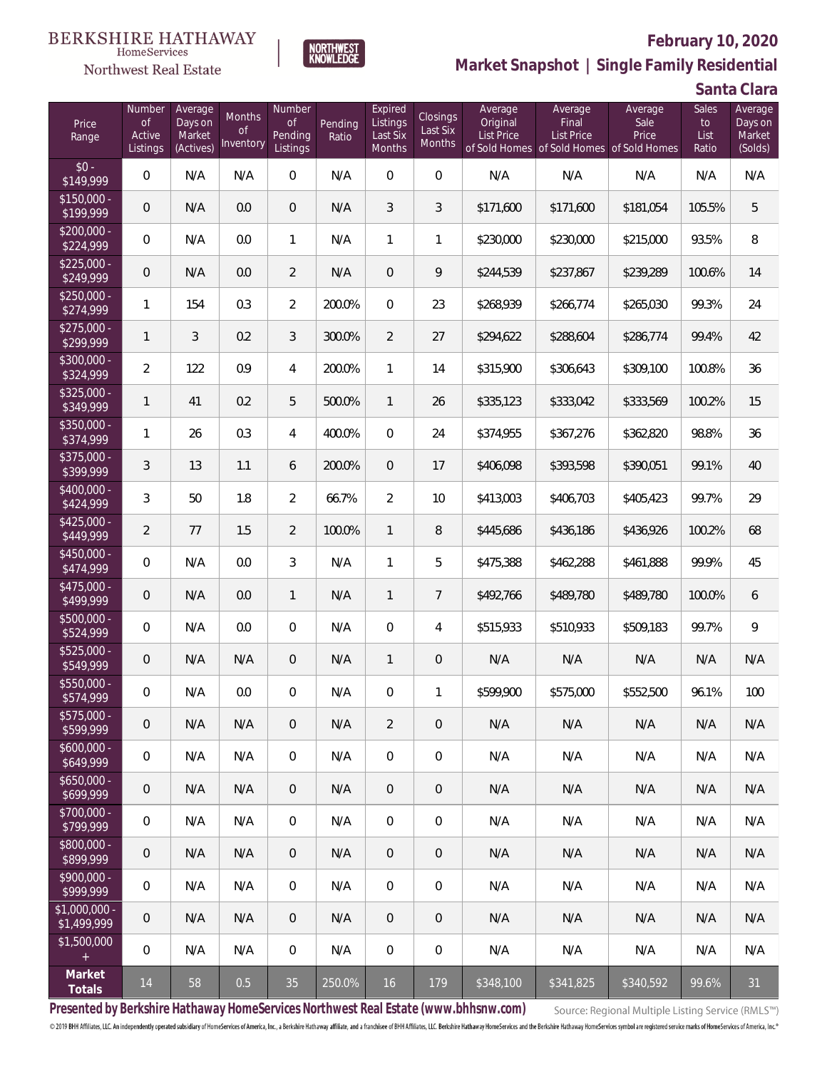BERKSHIRE HATHAWAY HomeServices Northwest Real Estate

NORTHWEST KNOWLEDGE

**February 10, 2020**

**Market Snapshot | Single Family Residential**

**Santa Clara**

| Price Range | Number of Active Listings | Average Days on Market (Actives) | Months of Inventory | Number of Pending Listings | Pending Ratio | Expired Listings Last Six Months | Closings Last Six Months | Average Original List Price of Sold Homes | Average Final List Price of Sold Homes | Average Sale Price of Sold Homes | Sales to List Ratio | Average Days on Market (Solds) |
|---|---|---|---|---|---|---|---|---|---|---|---|---|
| $0 - $149,999 | 0 | N/A | N/A | 0 | N/A | 0 | 0 | N/A | N/A | N/A | N/A | N/A |
| $150,000 - $199,999 | 0 | N/A | 0.0 | 0 | N/A | 3 | 3 | $171,600 | $171,600 | $181,054 | 105.5% | 5 |
| $200,000 - $224,999 | 0 | N/A | 0.0 | 1 | N/A | 1 | 1 | $230,000 | $230,000 | $215,000 | 93.5% | 8 |
| $225,000 - $249,999 | 0 | N/A | 0.0 | 2 | N/A | 0 | 9 | $244,539 | $237,867 | $239,289 | 100.6% | 14 |
| $250,000 - $274,999 | 1 | 154 | 0.3 | 2 | 200.0% | 0 | 23 | $268,939 | $266,774 | $265,030 | 99.3% | 24 |
| $275,000 - $299,999 | 1 | 3 | 0.2 | 3 | 300.0% | 2 | 27 | $294,622 | $288,604 | $286,774 | 99.4% | 42 |
| $300,000 - $324,999 | 2 | 122 | 0.9 | 4 | 200.0% | 1 | 14 | $315,900 | $306,643 | $309,100 | 100.8% | 36 |
| $325,000 - $349,999 | 1 | 41 | 0.2 | 5 | 500.0% | 1 | 26 | $335,123 | $333,042 | $333,569 | 100.2% | 15 |
| $350,000 - $374,999 | 1 | 26 | 0.3 | 4 | 400.0% | 0 | 24 | $374,955 | $367,276 | $362,820 | 98.8% | 36 |
| $375,000 - $399,999 | 3 | 13 | 1.1 | 6 | 200.0% | 0 | 17 | $406,098 | $393,598 | $390,051 | 99.1% | 40 |
| $400,000 - $424,999 | 3 | 50 | 1.8 | 2 | 66.7% | 2 | 10 | $413,003 | $406,703 | $405,423 | 99.7% | 29 |
| $425,000 - $449,999 | 2 | 77 | 1.5 | 2 | 100.0% | 1 | 8 | $445,686 | $436,186 | $436,926 | 100.2% | 68 |
| $450,000 - $474,999 | 0 | N/A | 0.0 | 3 | N/A | 1 | 5 | $475,388 | $462,288 | $461,888 | 99.9% | 45 |
| $475,000 - $499,999 | 0 | N/A | 0.0 | 1 | N/A | 1 | 7 | $492,766 | $489,780 | $489,780 | 100.0% | 6 |
| $500,000 - $524,999 | 0 | N/A | 0.0 | 0 | N/A | 0 | 4 | $515,933 | $510,933 | $509,183 | 99.7% | 9 |
| $525,000 - $549,999 | 0 | N/A | N/A | 0 | N/A | 1 | 0 | N/A | N/A | N/A | N/A | N/A |
| $550,000 - $574,999 | 0 | N/A | 0.0 | 0 | N/A | 0 | 1 | $599,900 | $575,000 | $552,500 | 96.1% | 100 |
| $575,000 - $599,999 | 0 | N/A | N/A | 0 | N/A | 2 | 0 | N/A | N/A | N/A | N/A | N/A |
| $600,000 - $649,999 | 0 | N/A | N/A | 0 | N/A | 0 | 0 | N/A | N/A | N/A | N/A | N/A |
| $650,000 - $699,999 | 0 | N/A | N/A | 0 | N/A | 0 | 0 | N/A | N/A | N/A | N/A | N/A |
| $700,000 - $799,999 | 0 | N/A | N/A | 0 | N/A | 0 | 0 | N/A | N/A | N/A | N/A | N/A |
| $800,000 - $899,999 | 0 | N/A | N/A | 0 | N/A | 0 | 0 | N/A | N/A | N/A | N/A | N/A |
| $900,000 - $999,999 | 0 | N/A | N/A | 0 | N/A | 0 | 0 | N/A | N/A | N/A | N/A | N/A |
| $1,000,000 - $1,499,999 | 0 | N/A | N/A | 0 | N/A | 0 | 0 | N/A | N/A | N/A | N/A | N/A |
| $1,500,000 + | 0 | N/A | N/A | 0 | N/A | 0 | 0 | N/A | N/A | N/A | N/A | N/A |
| **Market Totals** | 14 | 58 | 0.5 | 35 | 250.0% | 16 | 179 | $348,100 | $341,825 | $340,592 | 99.6% | 31 |

**Presented by Berkshire Hathaway HomeServices Northwest Real Estate (www.bhhsnw.com)**

Source: Regional Multiple Listing Service (RMLS™)

© 2019 BHH Affiliates, LLC. An independently operated subsidiary of HomeServices of America, Inc., a Berkshire Hathaway affiliate, and a franchisee of BHH Affiliates, LLC. Berkshire Hathaway HomeServices and the Berkshire Hathaway HomeServices symbol are registered service marks of HomeServices of America, Inc.®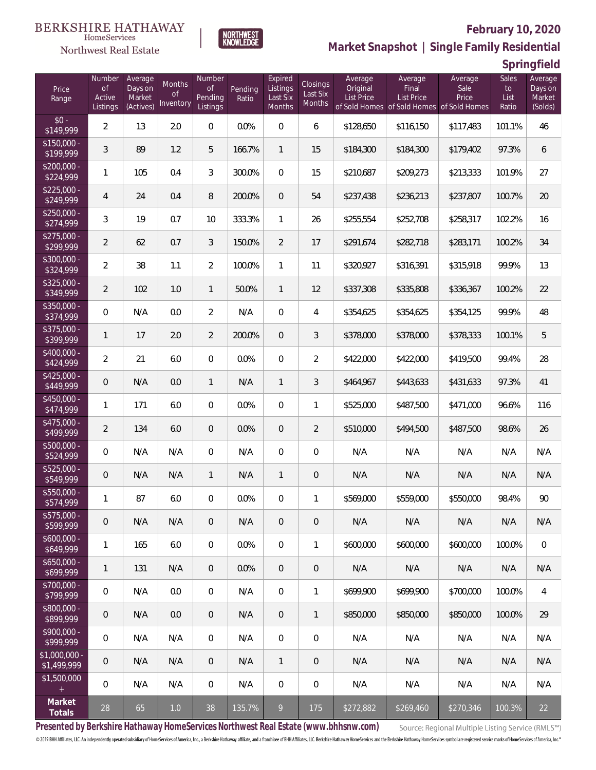BERKSHIRE HATHAWAY HomeServices Northwest Real Estate

NORTHWEST KNOWLEDGE

**February 10, 2020**

**Market Snapshot | Single Family Residential**

**Springfield**

| Price Range | Number of Active Listings | Average Days on Market (Actives) | Months of Inventory | Number of Pending Listings | Pending Ratio | Expired Listings Last Six Months | Closings Last Six Months | Average Original List Price of Sold Homes | Average Final List Price of Sold Homes | Average Sale Price of Sold Homes | Sales to List Ratio | Average Days on Market (Solds) |
|---|---|---|---|---|---|---|---|---|---|---|---|---|
| $0 - $149,999 | 2 | 13 | 2.0 | 0 | 0.0% | 0 | 6 | $128,650 | $116,150 | $117,483 | 101.1% | 46 |
| $150,000 - $199,999 | 3 | 89 | 1.2 | 5 | 166.7% | 1 | 15 | $184,300 | $184,300 | $179,402 | 97.3% | 6 |
| $200,000 - $224,999 | 1 | 105 | 0.4 | 3 | 300.0% | 0 | 15 | $210,687 | $209,273 | $213,333 | 101.9% | 27 |
| $225,000 - $249,999 | 4 | 24 | 0.4 | 8 | 200.0% | 0 | 54 | $237,438 | $236,213 | $237,807 | 100.7% | 20 |
| $250,000 - $274,999 | 3 | 19 | 0.7 | 10 | 333.3% | 1 | 26 | $255,554 | $252,708 | $258,317 | 102.2% | 16 |
| $275,000 - $299,999 | 2 | 62 | 0.7 | 3 | 150.0% | 2 | 17 | $291,674 | $282,718 | $283,171 | 100.2% | 34 |
| $300,000 - $324,999 | 2 | 38 | 1.1 | 2 | 100.0% | 1 | 11 | $320,927 | $316,391 | $315,918 | 99.9% | 13 |
| $325,000 - $349,999 | 2 | 102 | 1.0 | 1 | 50.0% | 1 | 12 | $337,308 | $335,808 | $336,367 | 100.2% | 22 |
| $350,000 - $374,999 | 0 | N/A | 0.0 | 2 | N/A | 0 | 4 | $354,625 | $354,625 | $354,125 | 99.9% | 48 |
| $375,000 - $399,999 | 1 | 17 | 2.0 | 2 | 200.0% | 0 | 3 | $378,000 | $378,000 | $378,333 | 100.1% | 5 |
| $400,000 - $424,999 | 2 | 21 | 6.0 | 0 | 0.0% | 0 | 2 | $422,000 | $422,000 | $419,500 | 99.4% | 28 |
| $425,000 - $449,999 | 0 | N/A | 0.0 | 1 | N/A | 1 | 3 | $464,967 | $443,633 | $431,633 | 97.3% | 41 |
| $450,000 - $474,999 | 1 | 171 | 6.0 | 0 | 0.0% | 0 | 1 | $525,000 | $487,500 | $471,000 | 96.6% | 116 |
| $475,000 - $499,999 | 2 | 134 | 6.0 | 0 | 0.0% | 0 | 2 | $510,000 | $494,500 | $487,500 | 98.6% | 26 |
| $500,000 - $524,999 | 0 | N/A | N/A | 0 | N/A | 0 | 0 | N/A | N/A | N/A | N/A | N/A |
| $525,000 - $549,999 | 0 | N/A | N/A | 1 | N/A | 1 | 0 | N/A | N/A | N/A | N/A | N/A |
| $550,000 - $574,999 | 1 | 87 | 6.0 | 0 | 0.0% | 0 | 1 | $569,000 | $559,000 | $550,000 | 98.4% | 90 |
| $575,000 - $599,999 | 0 | N/A | N/A | 0 | N/A | 0 | 0 | N/A | N/A | N/A | N/A | N/A |
| $600,000 - $649,999 | 1 | 165 | 6.0 | 0 | 0.0% | 0 | 1 | $600,000 | $600,000 | $600,000 | 100.0% | 0 |
| $650,000 - $699,999 | 1 | 131 | N/A | 0 | 0.0% | 0 | 0 | N/A | N/A | N/A | N/A | N/A |
| $700,000 - $799,999 | 0 | N/A | 0.0 | 0 | N/A | 0 | 1 | $699,900 | $699,900 | $700,000 | 100.0% | 4 |
| $800,000 - $899,999 | 0 | N/A | 0.0 | 0 | N/A | 0 | 1 | $850,000 | $850,000 | $850,000 | 100.0% | 29 |
| $900,000 - $999,999 | 0 | N/A | N/A | 0 | N/A | 0 | 0 | N/A | N/A | N/A | N/A | N/A |
| $1,000,000 - $1,499,999 | 0 | N/A | N/A | 0 | N/A | 1 | 0 | N/A | N/A | N/A | N/A | N/A |
| $1,500,000 + | 0 | N/A | N/A | 0 | N/A | 0 | 0 | N/A | N/A | N/A | N/A | N/A |
| **Market Totals** | 28 | 65 | 1.0 | 38 | 135.7% | 9 | 175 | $272,882 | $269,460 | $270,346 | 100.3% | 22 |

**Presented by Berkshire Hathaway HomeServices Northwest Real Estate (www.bhhsnw.com)**

Source: Regional Multiple Listing Service (RMLS™)

© 2019 BHH Affiliates, LLC. An independently operated subsidiary of HomeServices of America, Inc., a Berkshire Hathaway affiliate, and a franchisee of BHH Affiliates, LLC. Berkshire Hathaway HomeServices and the Berkshire Hathaway HomeServices symbol are registered service marks of HomeServices of America, Inc.®